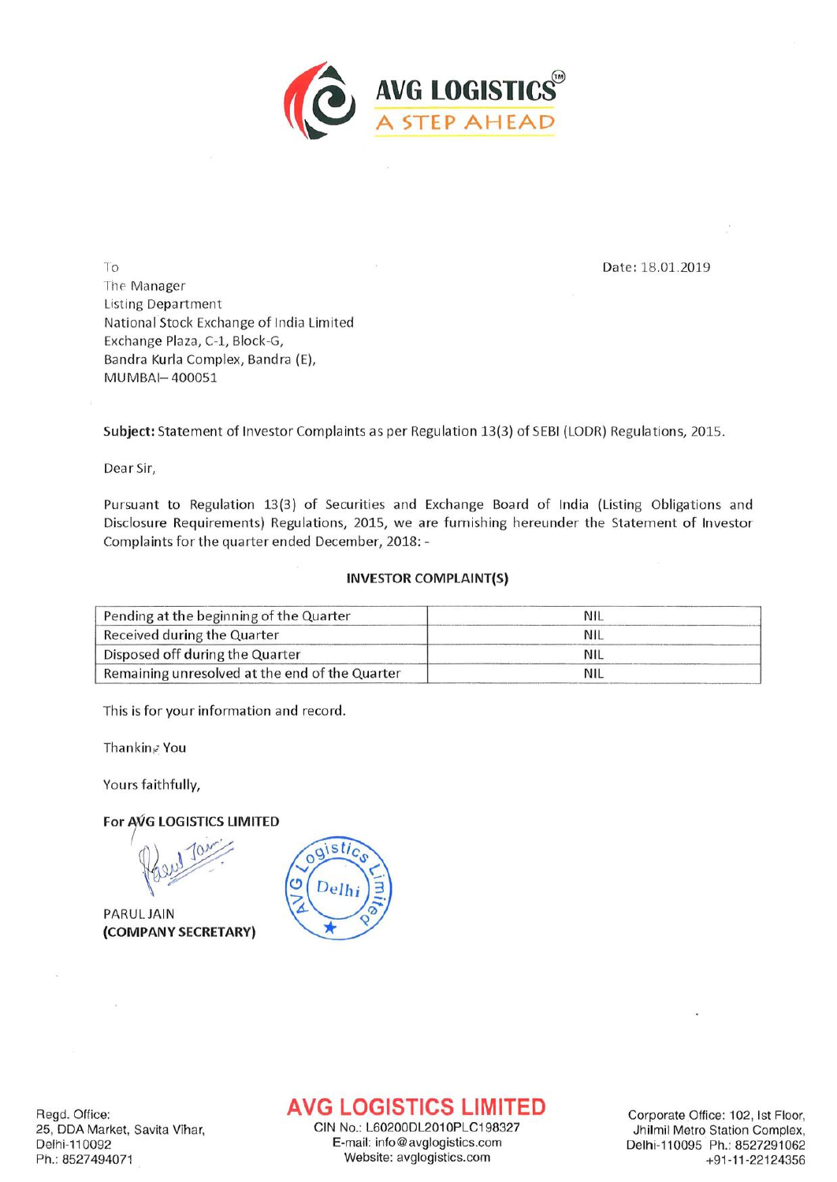**AVG LOGISTICS®**
A STEP AHEAD

To
The Manager
Listing Department
National Stock Exchange of India Limited
Exchange Plaza, C-1, Block-G,
Bandra Kurla Complex, Bandra (E),
MUMBAI– 400051

Date: 18.01.2019

**Subject:** Statement of Investor Complaints as per Regulation 13(3) of SEBI (LODR) Regulations, 2015.

Dear Sir,

Pursuant to Regulation 13(3) of Securities and Exchange Board of India (Listing Obligations and Disclosure Requirements) Regulations, 2015, we are furnishing hereunder the Statement of Investor Complaints for the quarter ended December, 2018: -

**INVESTOR COMPLAINT(S)**

| | |
|---|---|
| Pending at the beginning of the Quarter | NIL |
| Received during the Quarter | NIL |
| Disposed off during the Quarter | NIL |
| Remaining unresolved at the end of the Quarter | NIL |

This is for your information and record.

Thanking You

Yours faithfully,

**For AVG LOGISTICS LIMITED**

PARUL JAIN
**(COMPANY SECRETARY)**

Regd. Office:
25, DDA Market, Savita Vihar,
Delhi-110092
Ph.: 8527494071

**AVG LOGISTICS LIMITED**
CIN No.: L60200DL2010PLC198327
E-mail: info@avglogistics.com
Website: avglogistics.com

Corporate Office: 102, Ist Floor,
Jhilmil Metro Station Complex,
Delhi-110095 Ph.: 8527291062
+91-11-22124356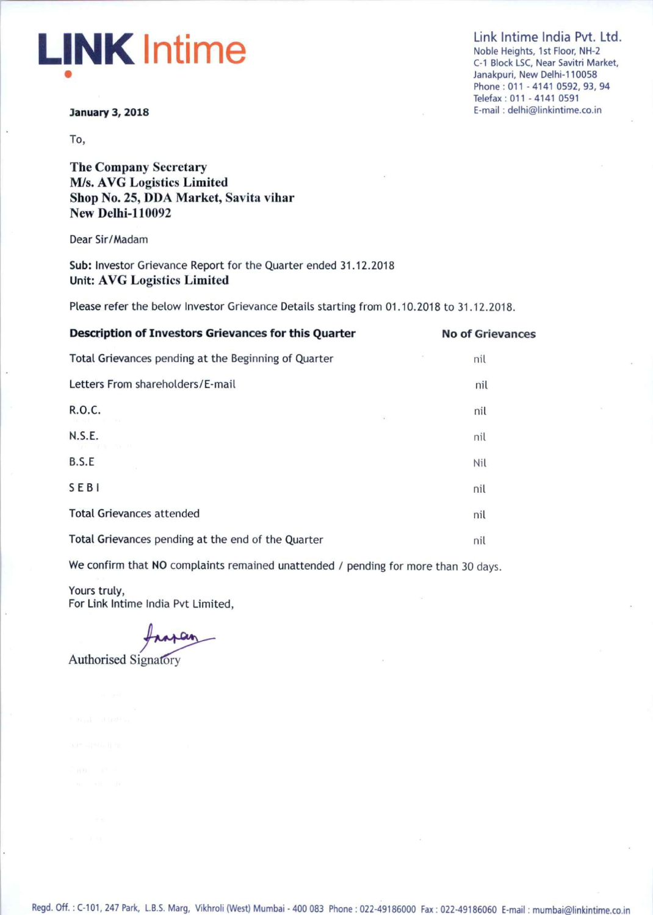# LINK Intime

Link Intime India Pvt. Ltd.
Noble Heights, 1st Floor, NH-2
C-1 Block LSC, Near Savitri Market,
Janakpuri, New Delhi-110058
Phone : 011 - 4141 0592, 93, 94
Telefax : 011 - 4141 0591
E-mail : delhi@linkintime.co.in

**January 3, 2018**

To,

**The Company Secretary**
**M/s. AVG Logistics Limited**
**Shop No. 25, DDA Market, Savita vihar**
**New Delhi-110092**

Dear Sir/Madam

**Sub:** Investor Grievance Report for the Quarter ended 31.12.2018
**Unit: AVG Logistics Limited**

Please refer the below Investor Grievance Details starting from 01.10.2018 to 31.12.2018.

| Description of Investors Grievances for this Quarter | No of Grievances |
|---|---|
| Total Grievances pending at the Beginning of Quarter | nil |
| Letters From shareholders/E-mail | nil |
| R.O.C. | nil |
| N.S.E. | nil |
| B.S.E | Nil |
| S E B I | nil |
| Total Grievances attended | nil |
| Total Grievances pending at the end of the Quarter | nil |

We confirm that **NO** complaints remained unattended / pending for more than 30 days.

Yours truly,
For Link Intime India Pvt Limited,

Authorised Signatory

Regd. Off. : C-101, 247 Park, L.B.S. Marg, Vikhroli (West) Mumbai - 400 083 Phone : 022-49186000 Fax : 022-49186060 E-mail : mumbai@linkintime.co.in